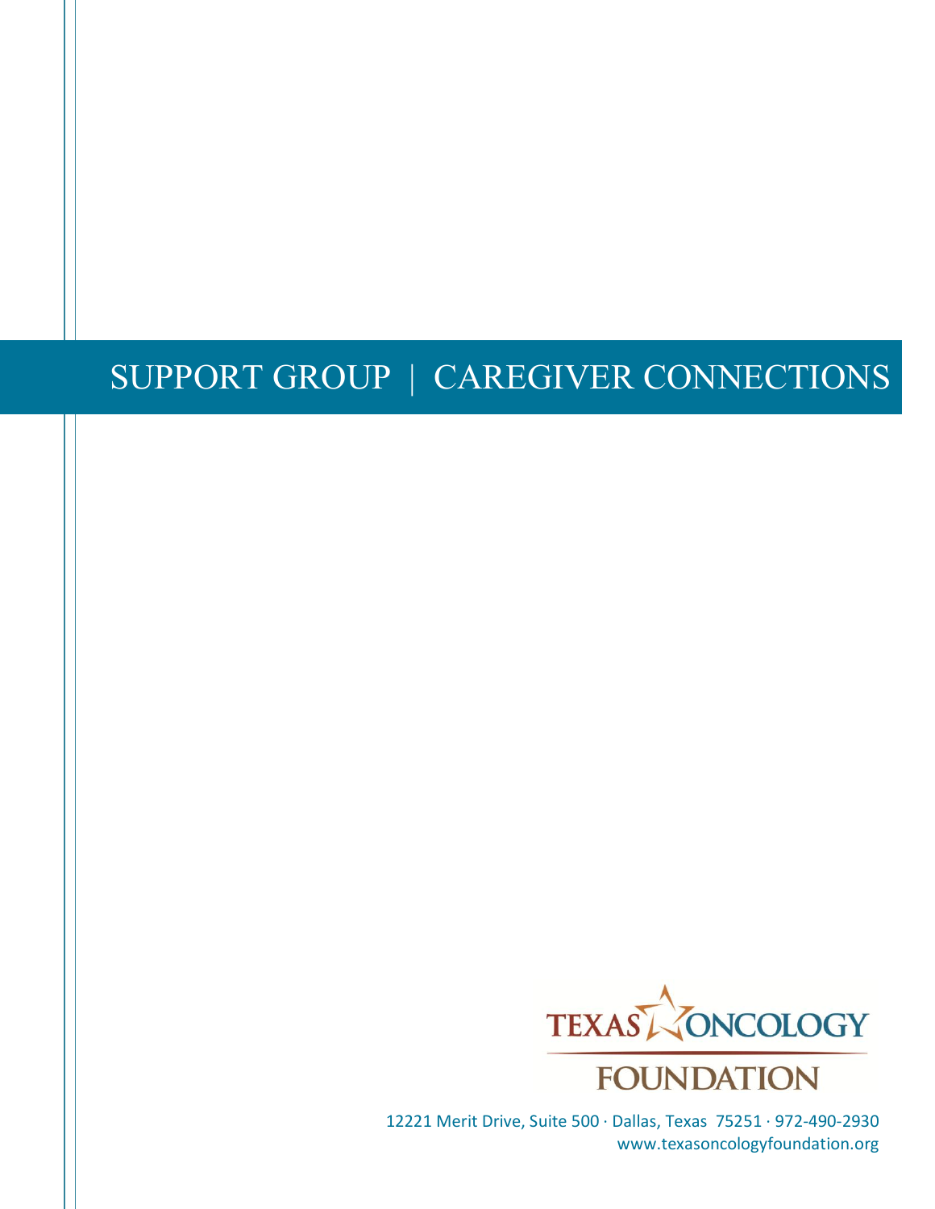# SUPPORT GROUP | CAREGIVER CONNECTIONS

TEXAS ONCOLOGY

FOUNDATION

12221 Merit Drive, Suite 500 · Dallas, Texas 75251 · 972-490-2930
www.texasoncologyfoundation.org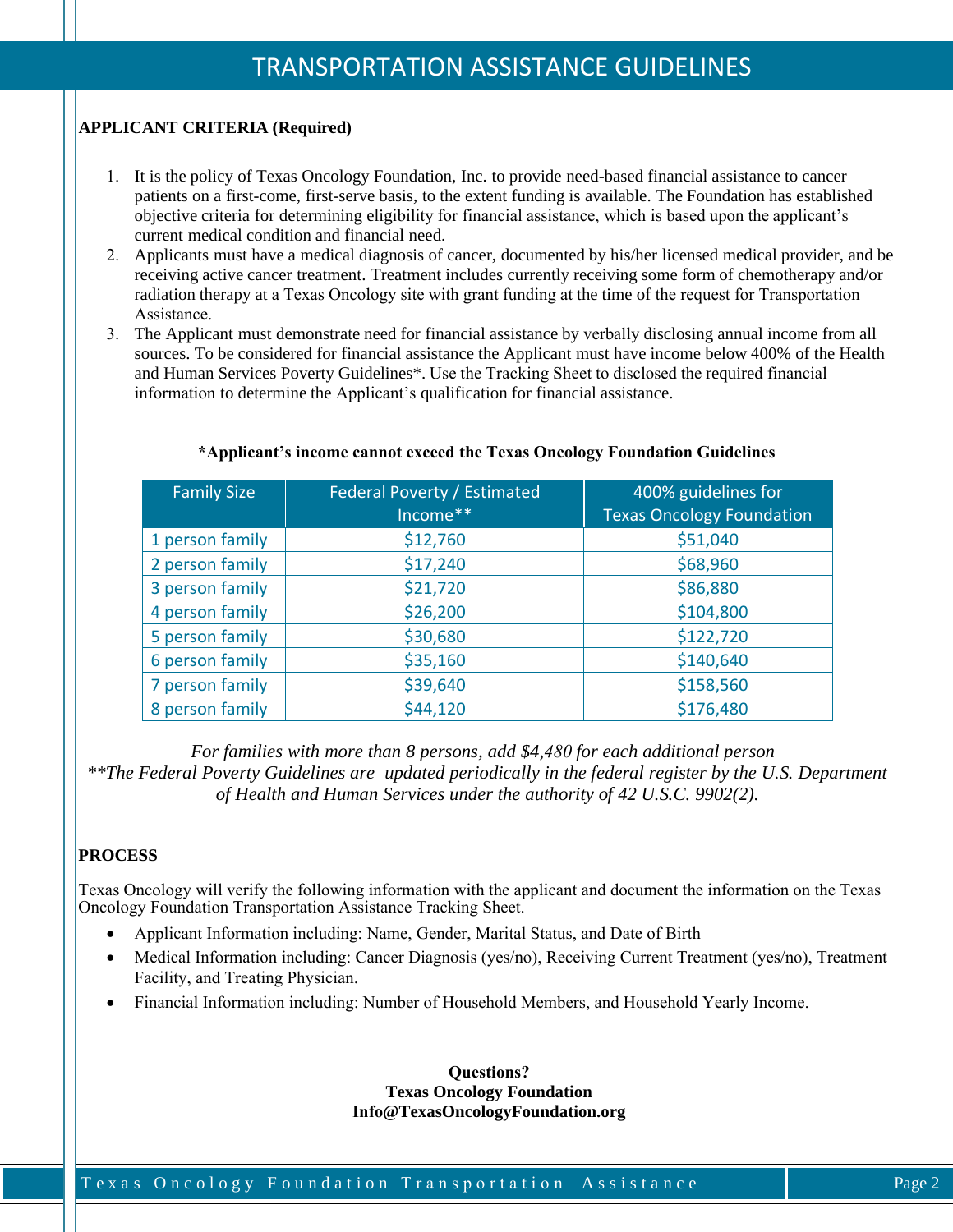# TRANSPORTATION ASSISTANCE GUIDELINES

**APPLICANT CRITERIA (Required)**

1. It is the policy of Texas Oncology Foundation, Inc. to provide need-based financial assistance to cancer patients on a first-come, first-serve basis, to the extent funding is available. The Foundation has established objective criteria for determining eligibility for financial assistance, which is based upon the applicant's current medical condition and financial need.
2. Applicants must have a medical diagnosis of cancer, documented by his/her licensed medical provider, and be receiving active cancer treatment. Treatment includes currently receiving some form of chemotherapy and/or radiation therapy at a Texas Oncology site with grant funding at the time of the request for Transportation Assistance.
3. The Applicant must demonstrate need for financial assistance by verbally disclosing annual income from all sources. To be considered for financial assistance the Applicant must have income below 400% of the Health and Human Services Poverty Guidelines*. Use the Tracking Sheet to disclosed the required financial information to determine the Applicant's qualification for financial assistance.

**\*Applicant's income cannot exceed the Texas Oncology Foundation Guidelines**

| Family Size | Federal Poverty / Estimated Income** | 400% guidelines for Texas Oncology Foundation |
|---|---|---|
| 1 person family | $12,760 | $51,040 |
| 2 person family | $17,240 | $68,960 |
| 3 person family | $21,720 | $86,880 |
| 4 person family | $26,200 | $104,800 |
| 5 person family | $30,680 | $122,720 |
| 6 person family | $35,160 | $140,640 |
| 7 person family | $39,640 | $158,560 |
| 8 person family | $44,120 | $176,480 |

*For families with more than 8 persons, add $4,480 for each additional person*
*\*\*The Federal Poverty Guidelines are updated periodically in the federal register by the U.S. Department of Health and Human Services under the authority of 42 U.S.C. 9902(2).*

**PROCESS**

Texas Oncology will verify the following information with the applicant and document the information on the Texas Oncology Foundation Transportation Assistance Tracking Sheet.

- Applicant Information including: Name, Gender, Marital Status, and Date of Birth
- Medical Information including: Cancer Diagnosis (yes/no), Receiving Current Treatment (yes/no), Treatment Facility, and Treating Physician.
- Financial Information including: Number of Household Members, and Household Yearly Income.

**Questions?**
**Texas Oncology Foundation**
**Info@TexasOncologyFoundation.org**